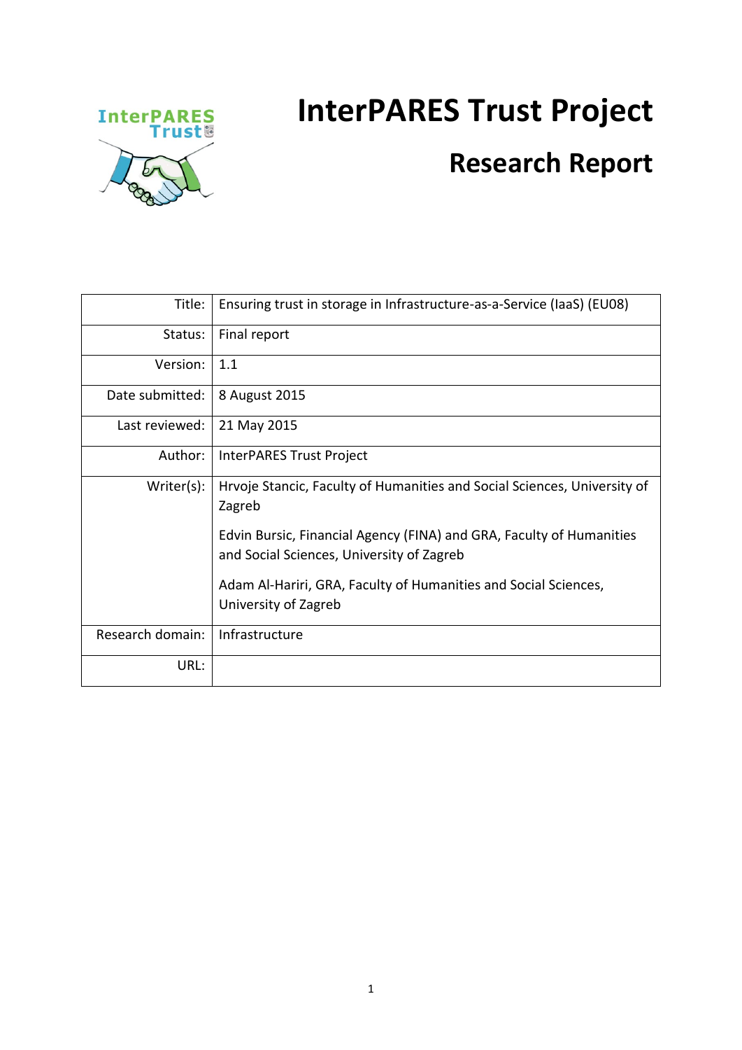# InterPARES Trust Project

## Research Report

| | |
|---|---|
| Title: | Ensuring trust in storage in Infrastructure-as-a-Service (IaaS) (EU08) |
| Status: | Final report |
| Version: | 1.1 |
| Date submitted: | 8 August 2015 |
| Last reviewed: | 21 May 2015 |
| Author: | InterPARES Trust Project |
| Writer(s): | Hrvoje Stancic, Faculty of Humanities and Social Sciences, University of Zagreb<br><br>Edvin Bursic, Financial Agency (FINA) and GRA, Faculty of Humanities and Social Sciences, University of Zagreb<br><br>Adam Al-Hariri, GRA, Faculty of Humanities and Social Sciences, University of Zagreb |
| Research domain: | Infrastructure |
| URL: | |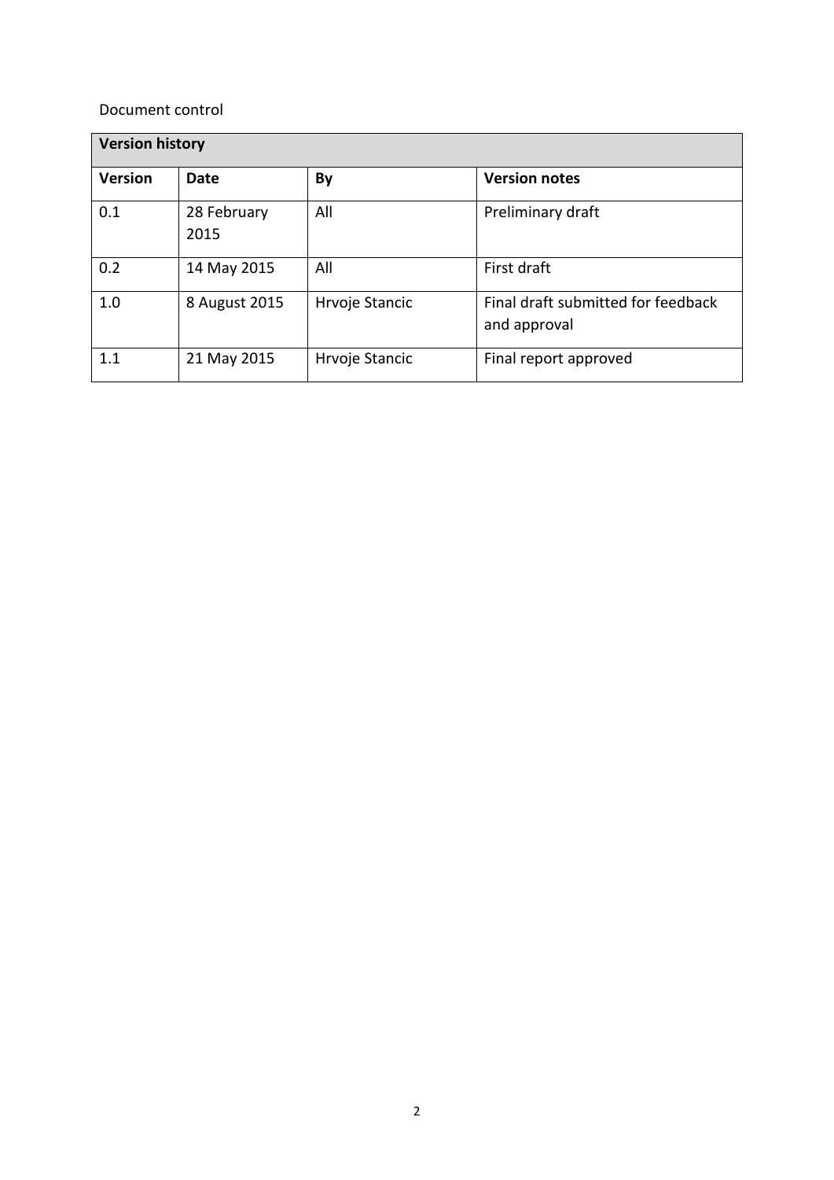Document control

| Version history | | | |
| --- | --- | --- | --- |
| **Version** | **Date** | **By** | **Version notes** |
| 0.1 | 28 February 2015 | All | Preliminary draft |
| 0.2 | 14 May 2015 | All | First draft |
| 1.0 | 8 August 2015 | Hrvoje Stancic | Final draft submitted for feedback and approval |
| 1.1 | 21 May 2015 | Hrvoje Stancic | Final report approved |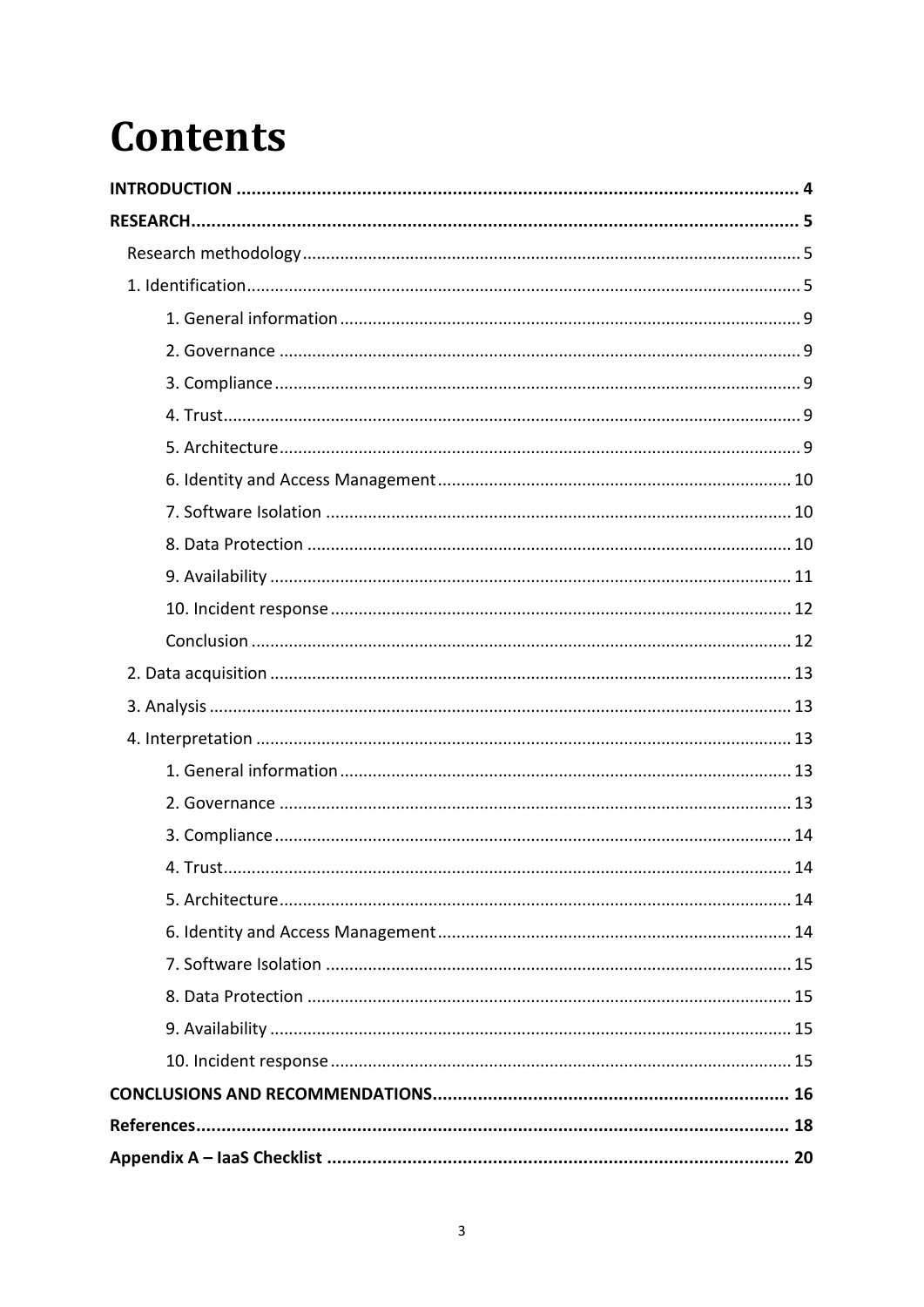# Contents

**INTRODUCTION** .......... **4**

**RESEARCH** .......... **5**

- Research methodology .......... 5
- 1. Identification .......... 5
  - 1. General information .......... 9
  - 2. Governance .......... 9
  - 3. Compliance .......... 9
  - 4. Trust .......... 9
  - 5. Architecture .......... 9
  - 6. Identity and Access Management .......... 10
  - 7. Software Isolation .......... 10
  - 8. Data Protection .......... 10
  - 9. Availability .......... 11
  - 10. Incident response .......... 12
  - Conclusion .......... 12
- 2. Data acquisition .......... 13
- 3. Analysis .......... 13
- 4. Interpretation .......... 13
  - 1. General information .......... 13
  - 2. Governance .......... 13
  - 3. Compliance .......... 14
  - 4. Trust .......... 14
  - 5. Architecture .......... 14
  - 6. Identity and Access Management .......... 14
  - 7. Software Isolation .......... 15
  - 8. Data Protection .......... 15
  - 9. Availability .......... 15
  - 10. Incident response .......... 15

**CONCLUSIONS AND RECOMMENDATIONS** .......... **16**

**References** .......... **18**

**Appendix A – IaaS Checklist** .......... **20**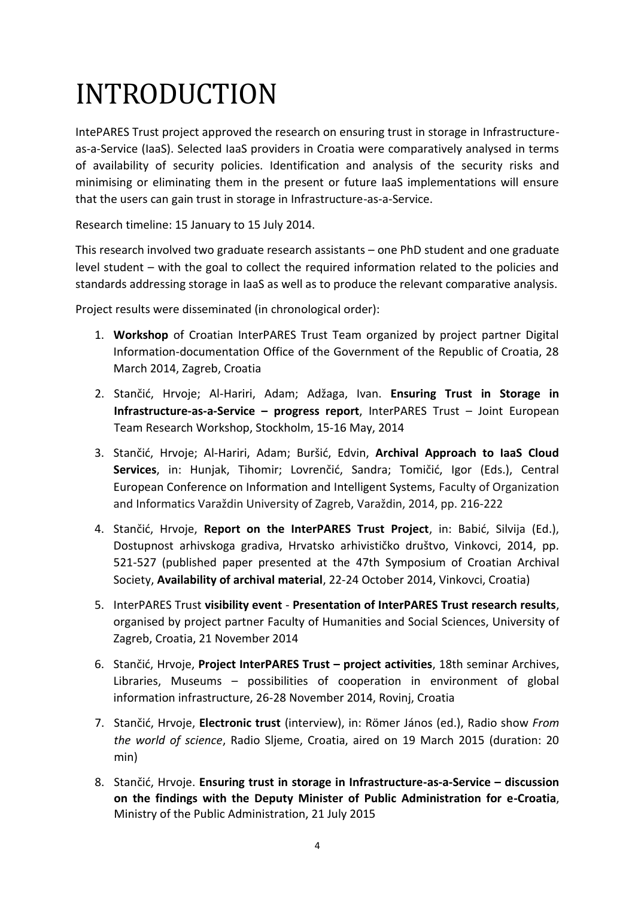# INTRODUCTION

IntePARES Trust project approved the research on ensuring trust in storage in Infrastructure-as-a-Service (IaaS). Selected IaaS providers in Croatia were comparatively analysed in terms of availability of security policies. Identification and analysis of the security risks and minimising or eliminating them in the present or future IaaS implementations will ensure that the users can gain trust in storage in Infrastructure-as-a-Service.

Research timeline: 15 January to 15 July 2014.

This research involved two graduate research assistants – one PhD student and one graduate level student – with the goal to collect the required information related to the policies and standards addressing storage in IaaS as well as to produce the relevant comparative analysis.

Project results were disseminated (in chronological order):

1. **Workshop** of Croatian InterPARES Trust Team organized by project partner Digital Information-documentation Office of the Government of the Republic of Croatia, 28 March 2014, Zagreb, Croatia
2. Stančić, Hrvoje; Al-Hariri, Adam; Adžaga, Ivan. **Ensuring Trust in Storage in Infrastructure-as-a-Service – progress report**, InterPARES Trust – Joint European Team Research Workshop, Stockholm, 15-16 May, 2014
3. Stančić, Hrvoje; Al-Hariri, Adam; Buršić, Edvin, **Archival Approach to IaaS Cloud Services**, in: Hunjak, Tihomir; Lovrenčić, Sandra; Tomičić, Igor (Eds.), Central European Conference on Information and Intelligent Systems, Faculty of Organization and Informatics Varaždin University of Zagreb, Varaždin, 2014, pp. 216-222
4. Stančić, Hrvoje, **Report on the InterPARES Trust Project**, in: Babić, Silvija (Ed.), Dostupnost arhivskoga gradiva, Hrvatsko arhivističko društvo, Vinkovci, 2014, pp. 521-527 (published paper presented at the 47th Symposium of Croatian Archival Society, **Availability of archival material**, 22-24 October 2014, Vinkovci, Croatia)
5. InterPARES Trust **visibility event** - **Presentation of InterPARES Trust research results**, organised by project partner Faculty of Humanities and Social Sciences, University of Zagreb, Croatia, 21 November 2014
6. Stančić, Hrvoje, **Project InterPARES Trust – project activities**, 18th seminar Archives, Libraries, Museums – possibilities of cooperation in environment of global information infrastructure, 26-28 November 2014, Rovinj, Croatia
7. Stančić, Hrvoje, **Electronic trust** (interview), in: Römer János (ed.), Radio show *From the world of science*, Radio Sljeme, Croatia, aired on 19 March 2015 (duration: 20 min)
8. Stančić, Hrvoje. **Ensuring trust in storage in Infrastructure-as-a-Service – discussion on the findings with the Deputy Minister of Public Administration for e-Croatia**, Ministry of the Public Administration, 21 July 2015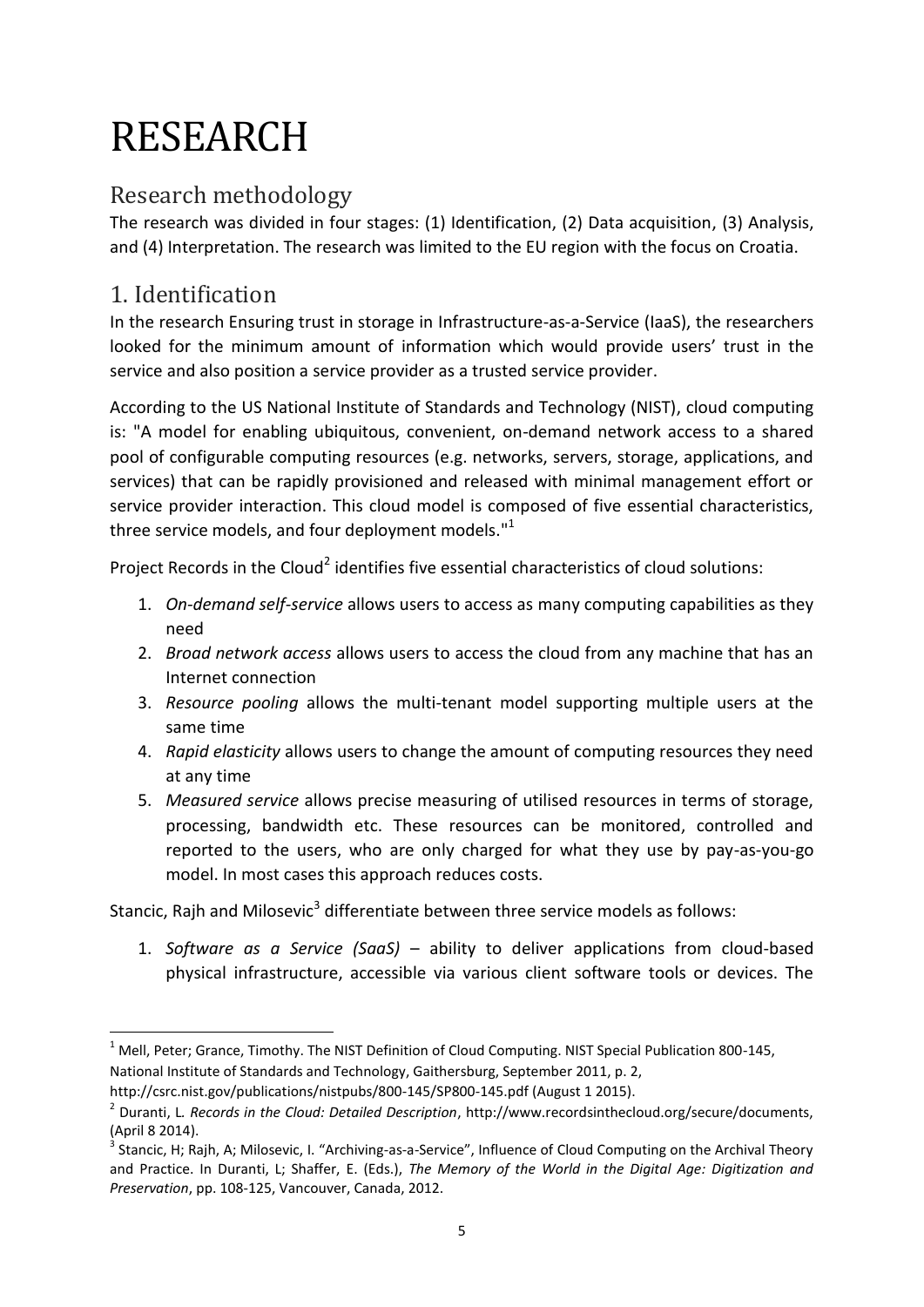# RESEARCH

## Research methodology

The research was divided in four stages: (1) Identification, (2) Data acquisition, (3) Analysis, and (4) Interpretation. The research was limited to the EU region with the focus on Croatia.

## 1. Identification

In the research Ensuring trust in storage in Infrastructure-as-a-Service (IaaS), the researchers looked for the minimum amount of information which would provide users' trust in the service and also position a service provider as a trusted service provider.

According to the US National Institute of Standards and Technology (NIST), cloud computing is: "A model for enabling ubiquitous, convenient, on-demand network access to a shared pool of configurable computing resources (e.g. networks, servers, storage, applications, and services) that can be rapidly provisioned and released with minimal management effort or service provider interaction. This cloud model is composed of five essential characteristics, three service models, and four deployment models."[1]

Project Records in the Cloud[2] identifies five essential characteristics of cloud solutions:

1. *On-demand self-service* allows users to access as many computing capabilities as they need
2. *Broad network access* allows users to access the cloud from any machine that has an Internet connection
3. *Resource pooling* allows the multi-tenant model supporting multiple users at the same time
4. *Rapid elasticity* allows users to change the amount of computing resources they need at any time
5. *Measured service* allows precise measuring of utilised resources in terms of storage, processing, bandwidth etc. These resources can be monitored, controlled and reported to the users, who are only charged for what they use by pay-as-you-go model. In most cases this approach reduces costs.

Stancic, Rajh and Milosevic[3] differentiate between three service models as follows:

1. *Software as a Service (SaaS)* – ability to deliver applications from cloud-based physical infrastructure, accessible via various client software tools or devices. The

---

[1] Mell, Peter; Grance, Timothy. The NIST Definition of Cloud Computing. NIST Special Publication 800-145, National Institute of Standards and Technology, Gaithersburg, September 2011, p. 2, http://csrc.nist.gov/publications/nistpubs/800-145/SP800-145.pdf (August 1 2015).

[2] Duranti, L. *Records in the Cloud: Detailed Description*, http://www.recordsinthecloud.org/secure/documents, (April 8 2014).

[3] Stancic, H; Rajh, A; Milosevic, I. "Archiving-as-a-Service", Influence of Cloud Computing on the Archival Theory and Practice. In Duranti, L; Shaffer, E. (Eds.), *The Memory of the World in the Digital Age: Digitization and Preservation*, pp. 108-125, Vancouver, Canada, 2012.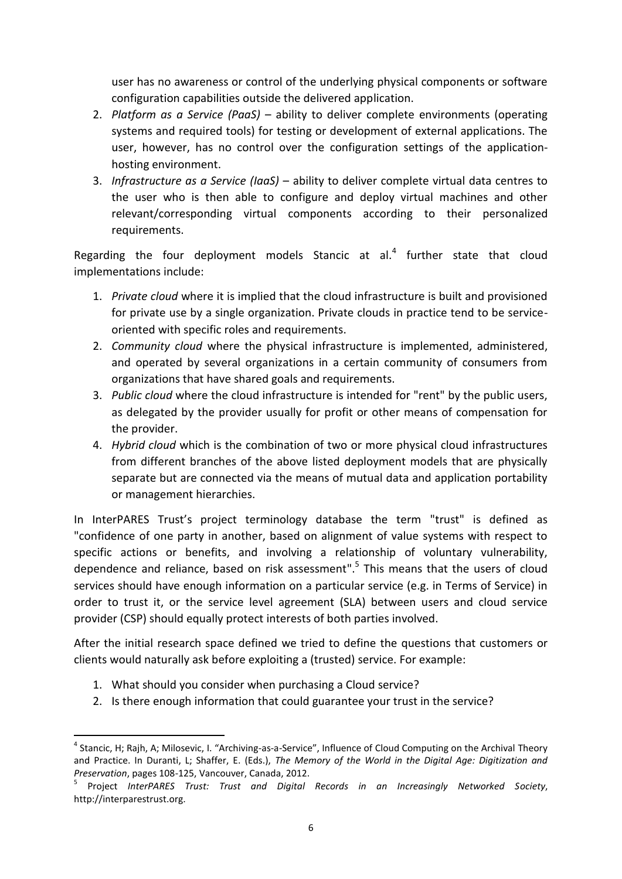user has no awareness or control of the underlying physical components or software configuration capabilities outside the delivered application.

2. *Platform as a Service (PaaS)* – ability to deliver complete environments (operating systems and required tools) for testing or development of external applications. The user, however, has no control over the configuration settings of the application-hosting environment.
3. *Infrastructure as a Service (IaaS)* – ability to deliver complete virtual data centres to the user who is then able to configure and deploy virtual machines and other relevant/corresponding virtual components according to their personalized requirements.

Regarding the four deployment models Stancic at al.[4] further state that cloud implementations include:

1. *Private cloud* where it is implied that the cloud infrastructure is built and provisioned for private use by a single organization. Private clouds in practice tend to be service-oriented with specific roles and requirements.
2. *Community cloud* where the physical infrastructure is implemented, administered, and operated by several organizations in a certain community of consumers from organizations that have shared goals and requirements.
3. *Public cloud* where the cloud infrastructure is intended for "rent" by the public users, as delegated by the provider usually for profit or other means of compensation for the provider.
4. *Hybrid cloud* which is the combination of two or more physical cloud infrastructures from different branches of the above listed deployment models that are physically separate but are connected via the means of mutual data and application portability or management hierarchies.

In InterPARES Trust's project terminology database the term "trust" is defined as "confidence of one party in another, based on alignment of value systems with respect to specific actions or benefits, and involving a relationship of voluntary vulnerability, dependence and reliance, based on risk assessment".[5] This means that the users of cloud services should have enough information on a particular service (e.g. in Terms of Service) in order to trust it, or the service level agreement (SLA) between users and cloud service provider (CSP) should equally protect interests of both parties involved.

After the initial research space defined we tried to define the questions that customers or clients would naturally ask before exploiting a (trusted) service. For example:

1. What should you consider when purchasing a Cloud service?
2. Is there enough information that could guarantee your trust in the service?

---

[4] Stancic, H; Rajh, A; Milosevic, I. "Archiving-as-a-Service", Influence of Cloud Computing on the Archival Theory and Practice. In Duranti, L; Shaffer, E. (Eds.), *The Memory of the World in the Digital Age: Digitization and Preservation*, pages 108-125, Vancouver, Canada, 2012.

[5] Project *InterPARES Trust: Trust and Digital Records in an Increasingly Networked Society*, http://interparestrust.org.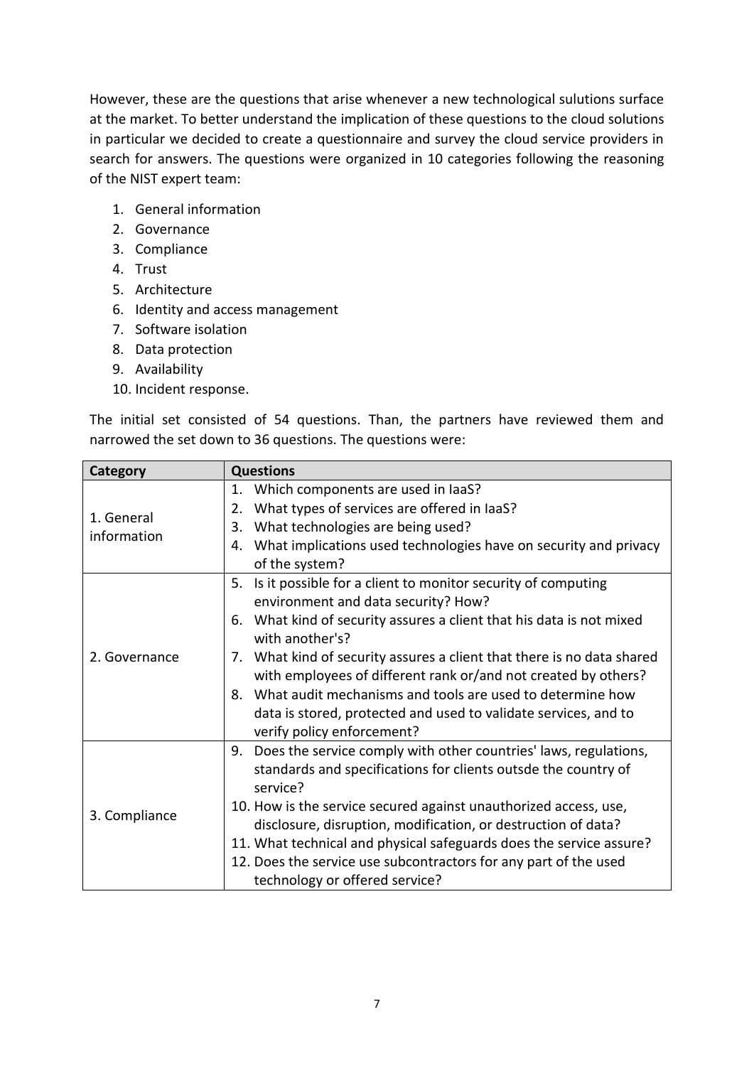However, these are the questions that arise whenever a new technological sulutions surface at the market. To better understand the implication of these questions to the cloud solutions in particular we decided to create a questionnaire and survey the cloud service providers in search for answers. The questions were organized in 10 categories following the reasoning of the NIST expert team:

1. General information
2. Governance
3. Compliance
4. Trust
5. Architecture
6. Identity and access management
7. Software isolation
8. Data protection
9. Availability
10. Incident response.

The initial set consisted of 54 questions. Than, the partners have reviewed them and narrowed the set down to 36 questions. The questions were:

| Category | Questions |
|---|---|
| 1. General information | 1. Which components are used in IaaS?<br>2. What types of services are offered in IaaS?<br>3. What technologies are being used?<br>4. What implications used technologies have on security and privacy of the system? |
| 2. Governance | 5. Is it possible for a client to monitor security of computing environment and data security? How?<br>6. What kind of security assures a client that his data is not mixed with another's?<br>7. What kind of security assures a client that there is no data shared with employees of different rank or/and not created by others?<br>8. What audit mechanisms and tools are used to determine how data is stored, protected and used to validate services, and to verify policy enforcement? |
| 3. Compliance | 9. Does the service comply with other countries' laws, regulations, standards and specifications for clients outsde the country of service?<br>10. How is the service secured against unauthorized access, use, disclosure, disruption, modification, or destruction of data?<br>11. What technical and physical safeguards does the service assure?<br>12. Does the service use subcontractors for any part of the used technology or offered service? |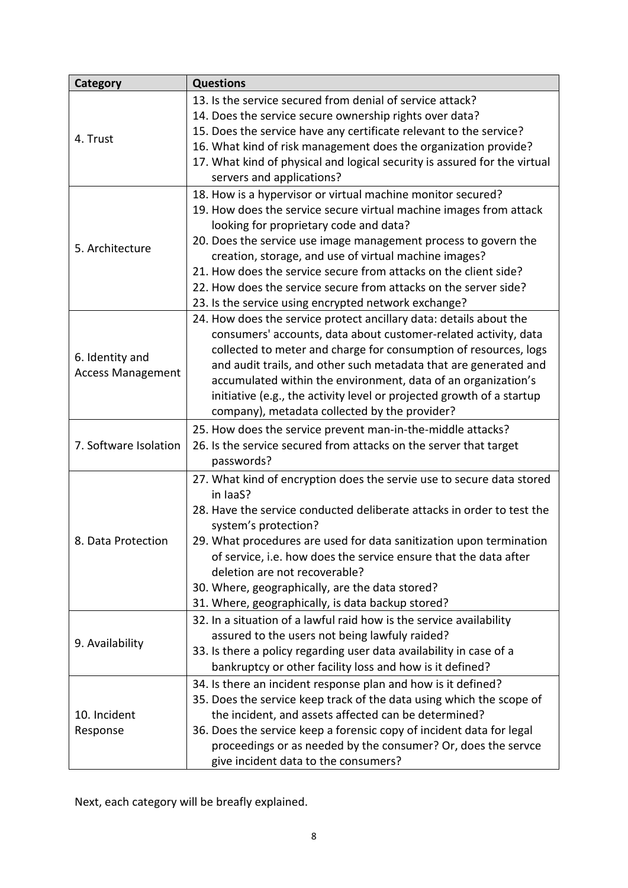| Category | Questions |
|---|---|
| 4. Trust | 13. Is the service secured from denial of service attack?<br>14. Does the service secure ownership rights over data?<br>15. Does the service have any certificate relevant to the service?<br>16. What kind of risk management does the organization provide?<br>17. What kind of physical and logical security is assured for the virtual servers and applications? |
| 5. Architecture | 18. How is a hypervisor or virtual machine monitor secured?<br>19. How does the service secure virtual machine images from attack looking for proprietary code and data?<br>20. Does the service use image management process to govern the creation, storage, and use of virtual machine images?<br>21. How does the service secure from attacks on the client side?<br>22. How does the service secure from attacks on the server side?<br>23. Is the service using encrypted network exchange? |
| 6. Identity and Access Management | 24. How does the service protect ancillary data: details about the consumers' accounts, data about customer-related activity, data collected to meter and charge for consumption of resources, logs and audit trails, and other such metadata that are generated and accumulated within the environment, data of an organization's initiative (e.g., the activity level or projected growth of a startup company), metadata collected by the provider? |
| 7. Software Isolation | 25. How does the service prevent man-in-the-middle attacks?<br>26. Is the service secured from attacks on the server that target passwords? |
| 8. Data Protection | 27. What kind of encryption does the servie use to secure data stored in IaaS?<br>28. Have the service conducted deliberate attacks in order to test the system's protection?<br>29. What procedures are used for data sanitization upon termination of service, i.e. how does the service ensure that the data after deletion are not recoverable?<br>30. Where, geographically, are the data stored?<br>31. Where, geographically, is data backup stored? |
| 9. Availability | 32. In a situation of a lawful raid how is the service availability assured to the users not being lawfuly raided?<br>33. Is there a policy regarding user data availability in case of a bankruptcy or other facility loss and how is it defined? |
| 10. Incident Response | 34. Is there an incident response plan and how is it defined?<br>35. Does the service keep track of the data using which the scope of the incident, and assets affected can be determined?<br>36. Does the service keep a forensic copy of incident data for legal proceedings or as needed by the consumer? Or, does the servce give incident data to the consumers? |

Next, each category will be breafly explained.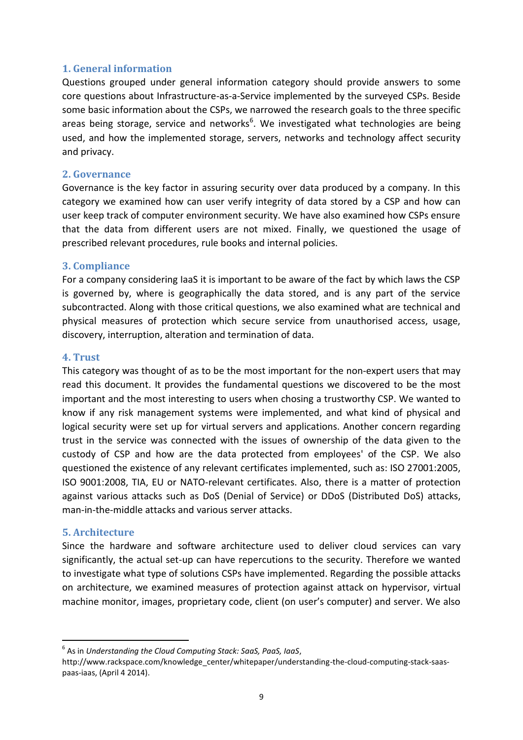### 1. General information

Questions grouped under general information category should provide answers to some core questions about Infrastructure-as-a-Service implemented by the surveyed CSPs. Beside some basic information about the CSPs, we narrowed the research goals to the three specific areas being storage, service and networks[6]. We investigated what technologies are being used, and how the implemented storage, servers, networks and technology affect security and privacy.

### 2. Governance

Governance is the key factor in assuring security over data produced by a company. In this category we examined how can user verify integrity of data stored by a CSP and how can user keep track of computer environment security. We have also examined how CSPs ensure that the data from different users are not mixed. Finally, we questioned the usage of prescribed relevant procedures, rule books and internal policies.

### 3. Compliance

For a company considering IaaS it is important to be aware of the fact by which laws the CSP is governed by, where is geographically the data stored, and is any part of the service subcontracted. Along with those critical questions, we also examined what are technical and physical measures of protection which secure service from unauthorised access, usage, discovery, interruption, alteration and termination of data.

### 4. Trust

This category was thought of as to be the most important for the non-expert users that may read this document. It provides the fundamental questions we discovered to be the most important and the most interesting to users when chosing a trustworthy CSP. We wanted to know if any risk management systems were implemented, and what kind of physical and logical security were set up for virtual servers and applications. Another concern regarding trust in the service was connected with the issues of ownership of the data given to the custody of CSP and how are the data protected from employees' of the CSP. We also questioned the existence of any relevant certificates implemented, such as: ISO 27001:2005, ISO 9001:2008, TIA, EU or NATO-relevant certificates. Also, there is a matter of protection against various attacks such as DoS (Denial of Service) or DDoS (Distributed DoS) attacks, man-in-the-middle attacks and various server attacks.

### 5. Architecture

Since the hardware and software architecture used to deliver cloud services can vary significantly, the actual set-up can have repercutions to the security. Therefore we wanted to investigate what type of solutions CSPs have implemented. Regarding the possible attacks on architecture, we examined measures of protection against attack on hypervisor, virtual machine monitor, images, proprietary code, client (on user's computer) and server. We also

---

[6] As in *Understanding the Cloud Computing Stack: SaaS, PaaS, IaaS*, http://www.rackspace.com/knowledge_center/whitepaper/understanding-the-cloud-computing-stack-saas-paas-iaas, (April 4 2014).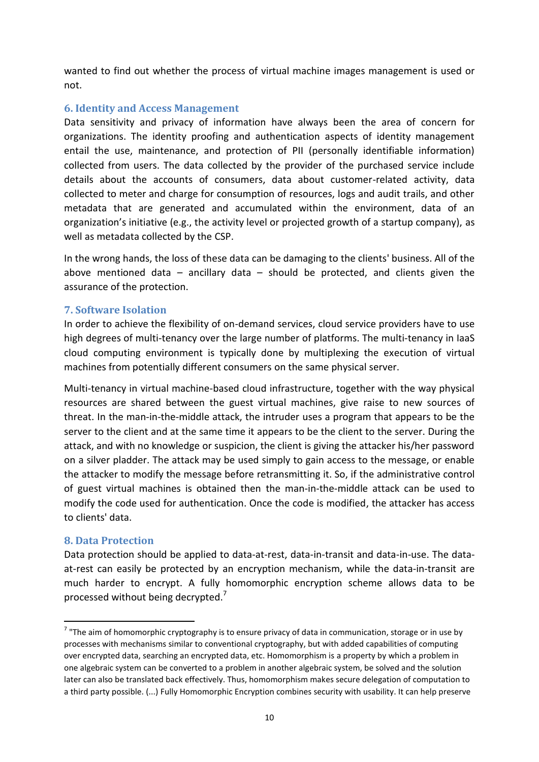wanted to find out whether the process of virtual machine images management is used or not.

### 6. Identity and Access Management

Data sensitivity and privacy of information have always been the area of concern for organizations. The identity proofing and authentication aspects of identity management entail the use, maintenance, and protection of PII (personally identifiable information) collected from users. The data collected by the provider of the purchased service include details about the accounts of consumers, data about customer-related activity, data collected to meter and charge for consumption of resources, logs and audit trails, and other metadata that are generated and accumulated within the environment, data of an organization's initiative (e.g., the activity level or projected growth of a startup company), as well as metadata collected by the CSP.

In the wrong hands, the loss of these data can be damaging to the clients' business. All of the above mentioned data – ancillary data – should be protected, and clients given the assurance of the protection.

### 7. Software Isolation

In order to achieve the flexibility of on-demand services, cloud service providers have to use high degrees of multi-tenancy over the large number of platforms. The multi-tenancy in IaaS cloud computing environment is typically done by multiplexing the execution of virtual machines from potentially different consumers on the same physical server.

Multi-tenancy in virtual machine-based cloud infrastructure, together with the way physical resources are shared between the guest virtual machines, give raise to new sources of threat. In the man-in-the-middle attack, the intruder uses a program that appears to be the server to the client and at the same time it appears to be the client to the server. During the attack, and with no knowledge or suspicion, the client is giving the attacker his/her password on a silver pladder. The attack may be used simply to gain access to the message, or enable the attacker to modify the message before retransmitting it. So, if the administrative control of guest virtual machines is obtained then the man-in-the-middle attack can be used to modify the code used for authentication. Once the code is modified, the attacker has access to clients' data.

### 8. Data Protection

Data protection should be applied to data-at-rest, data-in-transit and data-in-use. The data-at-rest can easily be protected by an encryption mechanism, while the data-in-transit are much harder to encrypt. A fully homomorphic encryption scheme allows data to be processed without being decrypted.[7]

---

[7] "The aim of homomorphic cryptography is to ensure privacy of data in communication, storage or in use by processes with mechanisms similar to conventional cryptography, but with added capabilities of computing over encrypted data, searching an encrypted data, etc. Homomorphism is a property by which a problem in one algebraic system can be converted to a problem in another algebraic system, be solved and the solution later can also be translated back effectively. Thus, homomorphism makes secure delegation of computation to a third party possible. (...) Fully Homomorphic Encryption combines security with usability. It can help preserve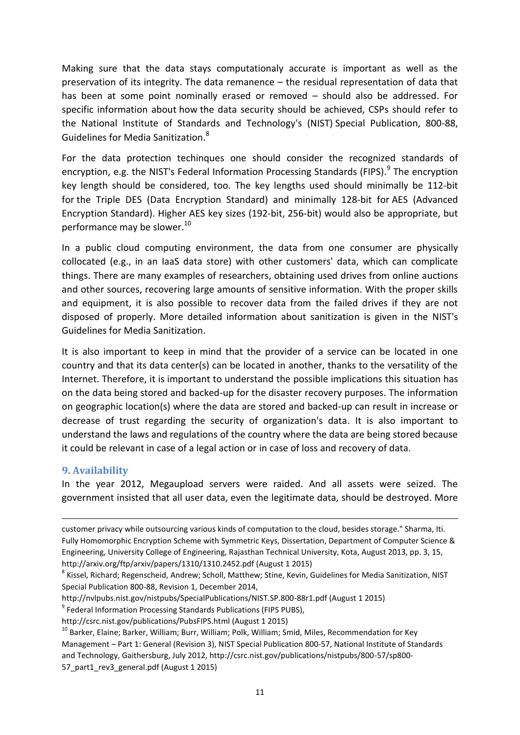Making sure that the data stays computationaly accurate is important as well as the preservation of its integrity. The data remanence – the residual representation of data that has been at some point nominally erased or removed – should also be addressed. For specific information about how the data security should be achieved, CSPs should refer to the National Institute of Standards and Technology's (NIST) Special Publication, 800-88, Guidelines for Media Sanitization.[8]

For the data protection techinques one should consider the recognized standards of encryption, e.g. the NIST's Federal Information Processing Standards (FIPS).[9] The encryption key length should be considered, too. The key lengths used should minimally be 112-bit for the Triple DES (Data Encryption Standard) and minimally 128-bit for AES (Advanced Encryption Standard). Higher AES key sizes (192-bit, 256-bit) would also be appropriate, but performance may be slower.[10]

In a public cloud computing environment, the data from one consumer are physically collocated (e.g., in an IaaS data store) with other customers' data, which can complicate things. There are many examples of researchers, obtaining used drives from online auctions and other sources, recovering large amounts of sensitive information. With the proper skills and equipment, it is also possible to recover data from the failed drives if they are not disposed of properly. More detailed information about sanitization is given in the NIST's Guidelines for Media Sanitization.

It is also important to keep in mind that the provider of a service can be located in one country and that its data center(s) can be located in another, thanks to the versatility of the Internet. Therefore, it is important to understand the possible implications this situation has on the data being stored and backed-up for the disaster recovery purposes. The information on geographic location(s) where the data are stored and backed-up can result in increase or decrease of trust regarding the security of organization's data. It is also important to understand the laws and regulations of the country where the data are being stored because it could be relevant in case of a legal action or in case of loss and recovery of data.

## 9. Availability

In the year 2012, Megaupload servers were raided. And all assets were seized. The government insisted that all user data, even the legitimate data, should be destroyed. More

---

customer privacy while outsourcing various kinds of computation to the cloud, besides storage." Sharma, Iti. Fully Homomorphic Encryption Scheme with Symmetric Keys, Dissertation, Department of Computer Science & Engineering, University College of Engineering, Rajasthan Technical University, Kota, August 2013, pp. 3, 15, http://arxiv.org/ftp/arxiv/papers/1310/1310.2452.pdf (August 1 2015)

[8] Kissel, Richard; Regenscheid, Andrew; Scholl, Matthew; Stine, Kevin, Guidelines for Media Sanitization, NIST Special Publication 800-88, Revision 1, December 2014, http://nvlpubs.nist.gov/nistpubs/SpecialPublications/NIST.SP.800-88r1.pdf (August 1 2015)

[9] Federal Information Processing Standards Publications (FIPS PUBS), http://csrc.nist.gov/publications/PubsFIPS.html (August 1 2015)

[10] Barker, Elaine; Barker, William; Burr, William; Polk, William; Smid, Miles, Recommendation for Key Management – Part 1: General (Revision 3), NIST Special Publication 800-57, National Institute of Standards and Technology, Gaithersburg, July 2012, http://csrc.nist.gov/publications/nistpubs/800-57/sp800-57_part1_rev3_general.pdf (August 1 2015)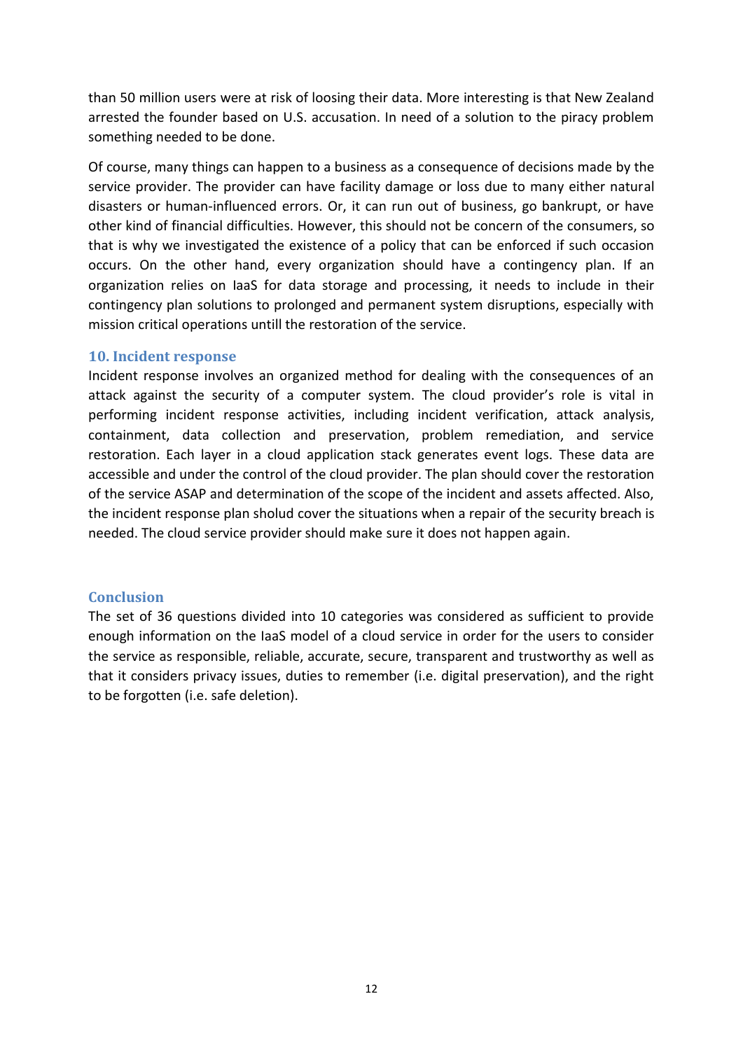than 50 million users were at risk of loosing their data. More interesting is that New Zealand arrested the founder based on U.S. accusation. In need of a solution to the piracy problem something needed to be done.

Of course, many things can happen to a business as a consequence of decisions made by the service provider. The provider can have facility damage or loss due to many either natural disasters or human-influenced errors. Or, it can run out of business, go bankrupt, or have other kind of financial difficulties. However, this should not be concern of the consumers, so that is why we investigated the existence of a policy that can be enforced if such occasion occurs. On the other hand, every organization should have a contingency plan. If an organization relies on IaaS for data storage and processing, it needs to include in their contingency plan solutions to prolonged and permanent system disruptions, especially with mission critical operations untill the restoration of the service.

## 10. Incident response

Incident response involves an organized method for dealing with the consequences of an attack against the security of a computer system. The cloud provider's role is vital in performing incident response activities, including incident verification, attack analysis, containment, data collection and preservation, problem remediation, and service restoration. Each layer in a cloud application stack generates event logs. These data are accessible and under the control of the cloud provider. The plan should cover the restoration of the service ASAP and determination of the scope of the incident and assets affected. Also, the incident response plan sholud cover the situations when a repair of the security breach is needed. The cloud service provider should make sure it does not happen again.

## Conclusion

The set of 36 questions divided into 10 categories was considered as sufficient to provide enough information on the IaaS model of a cloud service in order for the users to consider the service as responsible, reliable, accurate, secure, transparent and trustworthy as well as that it considers privacy issues, duties to remember (i.e. digital preservation), and the right to be forgotten (i.e. safe deletion).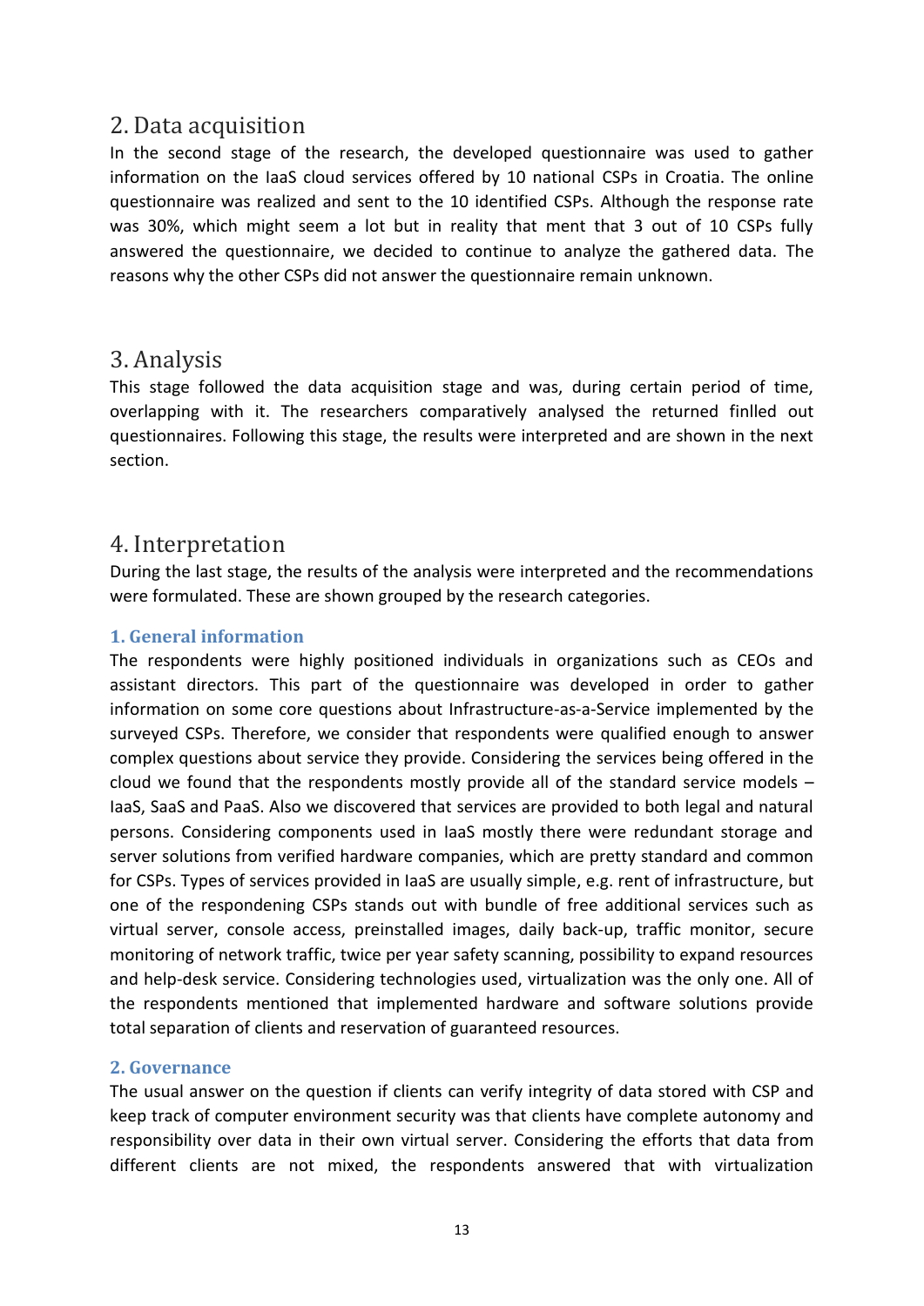## 2. Data acquisition

In the second stage of the research, the developed questionnaire was used to gather information on the IaaS cloud services offered by 10 national CSPs in Croatia. The online questionnaire was realized and sent to the 10 identified CSPs. Although the response rate was 30%, which might seem a lot but in reality that ment that 3 out of 10 CSPs fully answered the questionnaire, we decided to continue to analyze the gathered data. The reasons why the other CSPs did not answer the questionnaire remain unknown.

## 3. Analysis

This stage followed the data acquisition stage and was, during certain period of time, overlapping with it. The researchers comparatively analysed the returned finlled out questionnaires. Following this stage, the results were interpreted and are shown in the next section.

## 4. Interpretation

During the last stage, the results of the analysis were interpreted and the recommendations were formulated. These are shown grouped by the research categories.

### 1. General information

The respondents were highly positioned individuals in organizations such as CEOs and assistant directors. This part of the questionnaire was developed in order to gather information on some core questions about Infrastructure-as-a-Service implemented by the surveyed CSPs. Therefore, we consider that respondents were qualified enough to answer complex questions about service they provide. Considering the services being offered in the cloud we found that the respondents mostly provide all of the standard service models – IaaS, SaaS and PaaS. Also we discovered that services are provided to both legal and natural persons. Considering components used in IaaS mostly there were redundant storage and server solutions from verified hardware companies, which are pretty standard and common for CSPs. Types of services provided in IaaS are usually simple, e.g. rent of infrastructure, but one of the respondening CSPs stands out with bundle of free additional services such as virtual server, console access, preinstalled images, daily back-up, traffic monitor, secure monitoring of network traffic, twice per year safety scanning, possibility to expand resources and help-desk service. Considering technologies used, virtualization was the only one. All of the respondents mentioned that implemented hardware and software solutions provide total separation of clients and reservation of guaranteed resources.

### 2. Governance

The usual answer on the question if clients can verify integrity of data stored with CSP and keep track of computer environment security was that clients have complete autonomy and responsibility over data in their own virtual server. Considering the efforts that data from different clients are not mixed, the respondents answered that with virtualization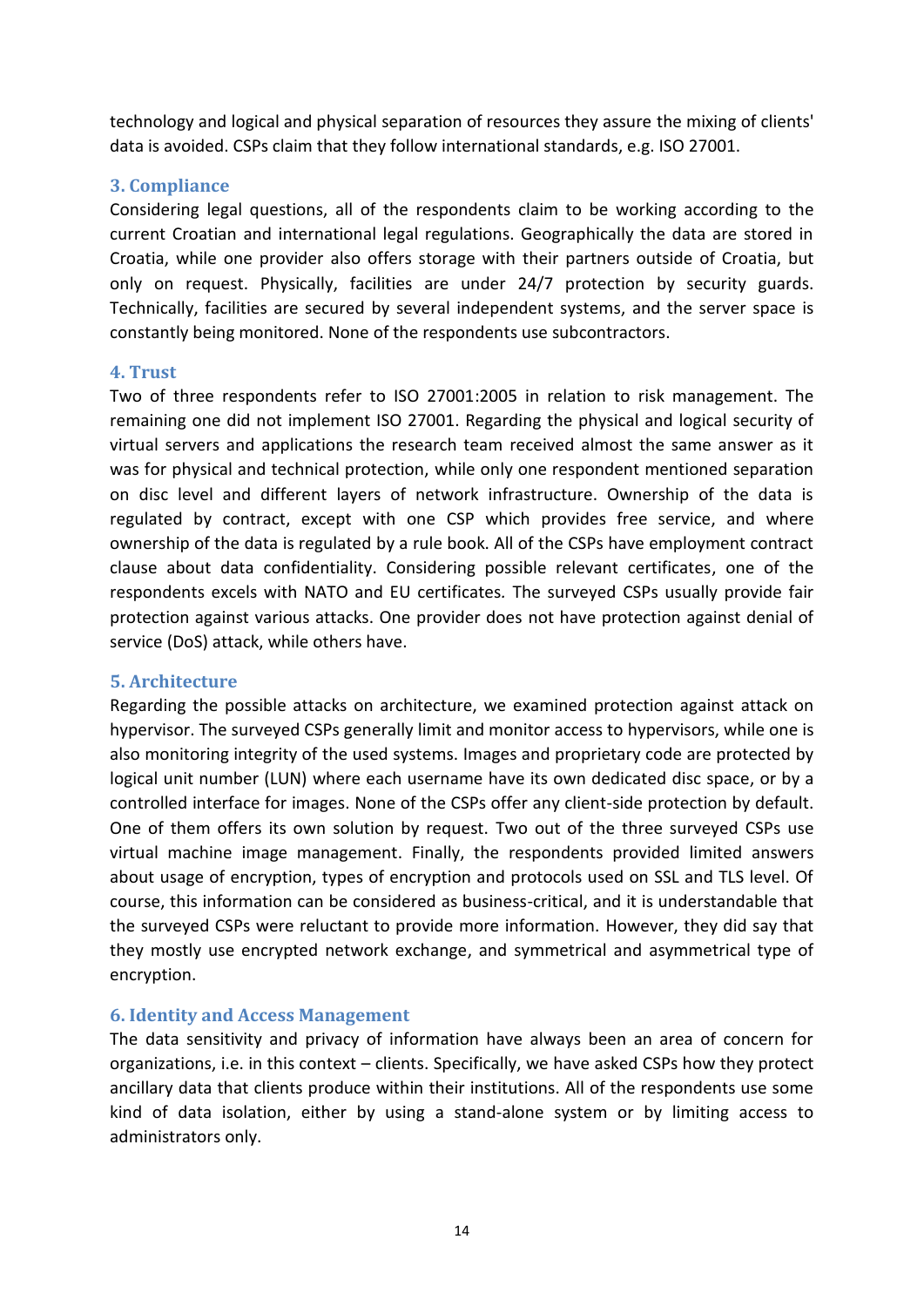technology and logical and physical separation of resources they assure the mixing of clients' data is avoided. CSPs claim that they follow international standards, e.g. ISO 27001.

### 3. Compliance

Considering legal questions, all of the respondents claim to be working according to the current Croatian and international legal regulations. Geographically the data are stored in Croatia, while one provider also offers storage with their partners outside of Croatia, but only on request. Physically, facilities are under 24/7 protection by security guards. Technically, facilities are secured by several independent systems, and the server space is constantly being monitored. None of the respondents use subcontractors.

### 4. Trust

Two of three respondents refer to ISO 27001:2005 in relation to risk management. The remaining one did not implement ISO 27001. Regarding the physical and logical security of virtual servers and applications the research team received almost the same answer as it was for physical and technical protection, while only one respondent mentioned separation on disc level and different layers of network infrastructure. Ownership of the data is regulated by contract, except with one CSP which provides free service, and where ownership of the data is regulated by a rule book. All of the CSPs have employment contract clause about data confidentiality. Considering possible relevant certificates, one of the respondents excels with NATO and EU certificates. The surveyed CSPs usually provide fair protection against various attacks. One provider does not have protection against denial of service (DoS) attack, while others have.

### 5. Architecture

Regarding the possible attacks on architecture, we examined protection against attack on hypervisor. The surveyed CSPs generally limit and monitor access to hypervisors, while one is also monitoring integrity of the used systems. Images and proprietary code are protected by logical unit number (LUN) where each username have its own dedicated disc space, or by a controlled interface for images. None of the CSPs offer any client-side protection by default. One of them offers its own solution by request. Two out of the three surveyed CSPs use virtual machine image management. Finally, the respondents provided limited answers about usage of encryption, types of encryption and protocols used on SSL and TLS level. Of course, this information can be considered as business-critical, and it is understandable that the surveyed CSPs were reluctant to provide more information. However, they did say that they mostly use encrypted network exchange, and symmetrical and asymmetrical type of encryption.

### 6. Identity and Access Management

The data sensitivity and privacy of information have always been an area of concern for organizations, i.e. in this context – clients. Specifically, we have asked CSPs how they protect ancillary data that clients produce within their institutions. All of the respondents use some kind of data isolation, either by using a stand-alone system or by limiting access to administrators only.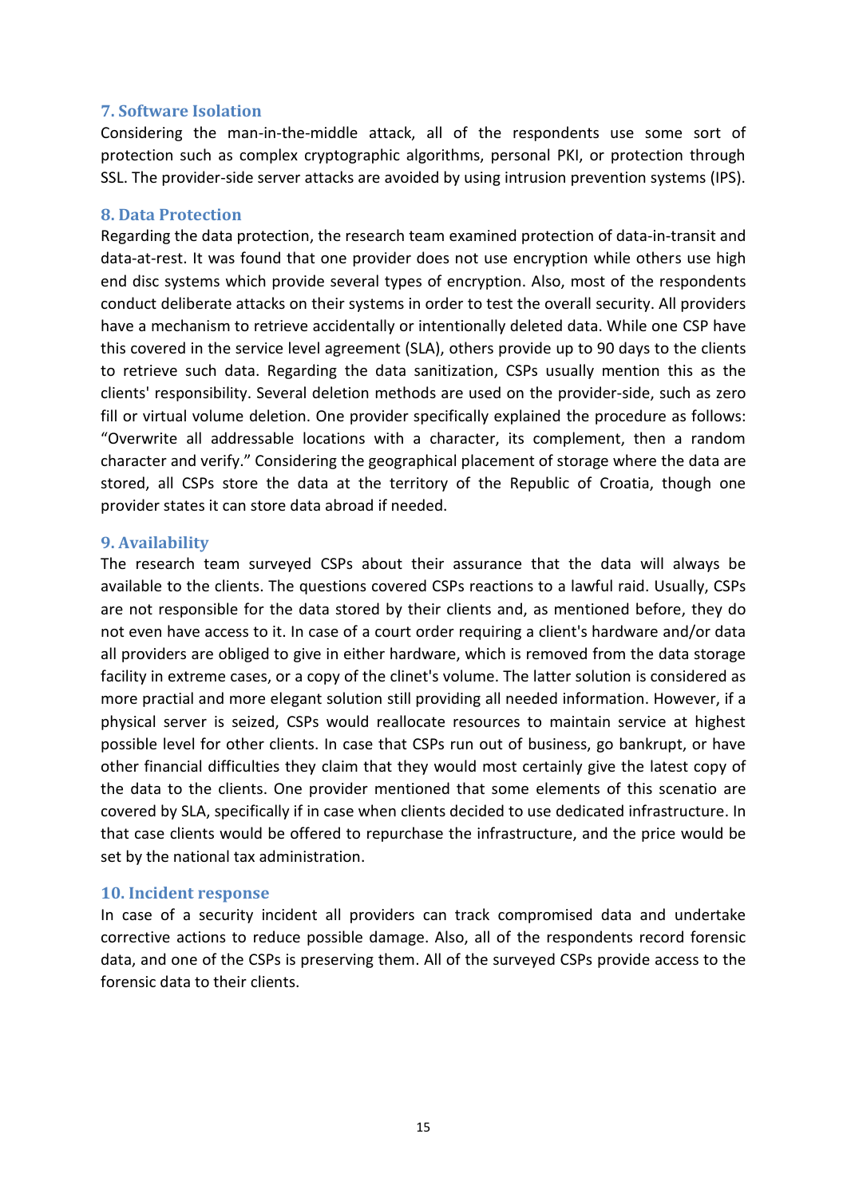### 7. Software Isolation

Considering the man-in-the-middle attack, all of the respondents use some sort of protection such as complex cryptographic algorithms, personal PKI, or protection through SSL. The provider-side server attacks are avoided by using intrusion prevention systems (IPS).

### 8. Data Protection

Regarding the data protection, the research team examined protection of data-in-transit and data-at-rest. It was found that one provider does not use encryption while others use high end disc systems which provide several types of encryption. Also, most of the respondents conduct deliberate attacks on their systems in order to test the overall security. All providers have a mechanism to retrieve accidentally or intentionally deleted data. While one CSP have this covered in the service level agreement (SLA), others provide up to 90 days to the clients to retrieve such data. Regarding the data sanitization, CSPs usually mention this as the clients' responsibility. Several deletion methods are used on the provider-side, such as zero fill or virtual volume deletion. One provider specifically explained the procedure as follows: “Overwrite all addressable locations with a character, its complement, then a random character and verify.” Considering the geographical placement of storage where the data are stored, all CSPs store the data at the territory of the Republic of Croatia, though one provider states it can store data abroad if needed.

### 9. Availability

The research team surveyed CSPs about their assurance that the data will always be available to the clients. The questions covered CSPs reactions to a lawful raid. Usually, CSPs are not responsible for the data stored by their clients and, as mentioned before, they do not even have access to it. In case of a court order requiring a client's hardware and/or data all providers are obliged to give in either hardware, which is removed from the data storage facility in extreme cases, or a copy of the clinet's volume. The latter solution is considered as more practial and more elegant solution still providing all needed information. However, if a physical server is seized, CSPs would reallocate resources to maintain service at highest possible level for other clients. In case that CSPs run out of business, go bankrupt, or have other financial difficulties they claim that they would most certainly give the latest copy of the data to the clients. One provider mentioned that some elements of this scenatio are covered by SLA, specifically if in case when clients decided to use dedicated infrastructure. In that case clients would be offered to repurchase the infrastructure, and the price would be set by the national tax administration.

### 10. Incident response

In case of a security incident all providers can track compromised data and undertake corrective actions to reduce possible damage. Also, all of the respondents record forensic data, and one of the CSPs is preserving them. All of the surveyed CSPs provide access to the forensic data to their clients.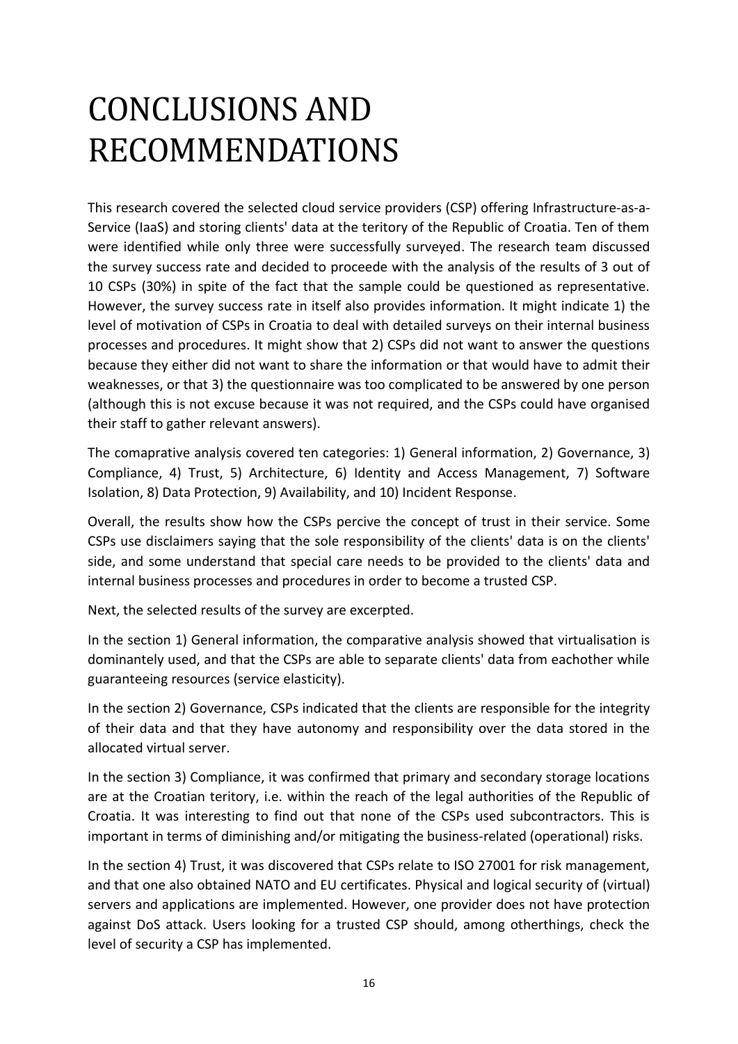# CONCLUSIONS AND RECOMMENDATIONS

This research covered the selected cloud service providers (CSP) offering Infrastructure-as-a-Service (IaaS) and storing clients' data at the teritory of the Republic of Croatia. Ten of them were identified while only three were successfully surveyed. The research team discussed the survey success rate and decided to proceede with the analysis of the results of 3 out of 10 CSPs (30%) in spite of the fact that the sample could be questioned as representative. However, the survey success rate in itself also provides information. It might indicate 1) the level of motivation of CSPs in Croatia to deal with detailed surveys on their internal business processes and procedures. It might show that 2) CSPs did not want to answer the questions because they either did not want to share the information or that would have to admit their weaknesses, or that 3) the questionnaire was too complicated to be answered by one person (although this is not excuse because it was not required, and the CSPs could have organised their staff to gather relevant answers).

The comaprative analysis covered ten categories: 1) General information, 2) Governance, 3) Compliance, 4) Trust, 5) Architecture, 6) Identity and Access Management, 7) Software Isolation, 8) Data Protection, 9) Availability, and 10) Incident Response.

Overall, the results show how the CSPs percive the concept of trust in their service. Some CSPs use disclaimers saying that the sole responsibility of the clients' data is on the clients' side, and some understand that special care needs to be provided to the clients' data and internal business processes and procedures in order to become a trusted CSP.

Next, the selected results of the survey are excerpted.

In the section 1) General information, the comparative analysis showed that virtualisation is dominantely used, and that the CSPs are able to separate clients' data from eachother while guaranteeing resources (service elasticity).

In the section 2) Governance, CSPs indicated that the clients are responsible for the integrity of their data and that they have autonomy and responsibility over the data stored in the allocated virtual server.

In the section 3) Compliance, it was confirmed that primary and secondary storage locations are at the Croatian teritory, i.e. within the reach of the legal authorities of the Republic of Croatia. It was interesting to find out that none of the CSPs used subcontractors. This is important in terms of diminishing and/or mitigating the business-related (operational) risks.

In the section 4) Trust, it was discovered that CSPs relate to ISO 27001 for risk management, and that one also obtained NATO and EU certificates. Physical and logical security of (virtual) servers and applications are implemented. However, one provider does not have protection against DoS attack. Users looking for a trusted CSP should, among otherthings, check the level of security a CSP has implemented.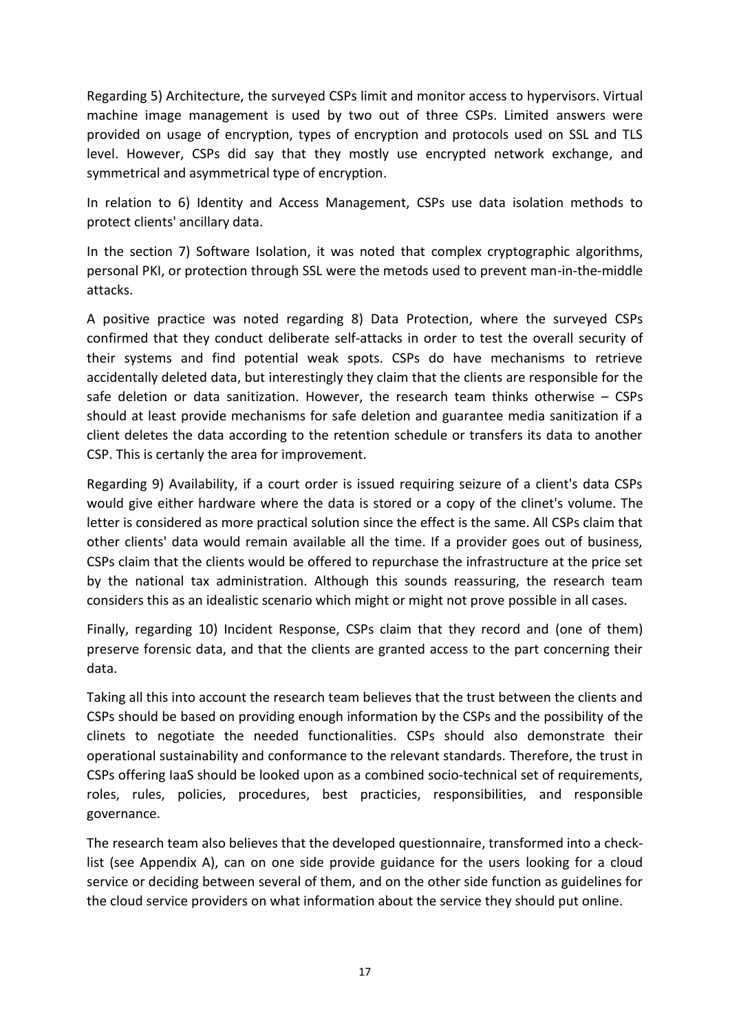Regarding 5) Architecture, the surveyed CSPs limit and monitor access to hypervisors. Virtual machine image management is used by two out of three CSPs. Limited answers were provided on usage of encryption, types of encryption and protocols used on SSL and TLS level. However, CSPs did say that they mostly use encrypted network exchange, and symmetrical and asymmetrical type of encryption.

In relation to 6) Identity and Access Management, CSPs use data isolation methods to protect clients' ancillary data.

In the section 7) Software Isolation, it was noted that complex cryptographic algorithms, personal PKI, or protection through SSL were the metods used to prevent man-in-the-middle attacks.

A positive practice was noted regarding 8) Data Protection, where the surveyed CSPs confirmed that they conduct deliberate self-attacks in order to test the overall security of their systems and find potential weak spots. CSPs do have mechanisms to retrieve accidentally deleted data, but interestingly they claim that the clients are responsible for the safe deletion or data sanitization. However, the research team thinks otherwise – CSPs should at least provide mechanisms for safe deletion and guarantee media sanitization if a client deletes the data according to the retention schedule or transfers its data to another CSP. This is certanly the area for improvement.

Regarding 9) Availability, if a court order is issued requiring seizure of a client's data CSPs would give either hardware where the data is stored or a copy of the clinet's volume. The letter is considered as more practical solution since the effect is the same. All CSPs claim that other clients' data would remain available all the time. If a provider goes out of business, CSPs claim that the clients would be offered to repurchase the infrastructure at the price set by the national tax administration. Although this sounds reassuring, the research team considers this as an idealistic scenario which might or might not prove possible in all cases.

Finally, regarding 10) Incident Response, CSPs claim that they record and (one of them) preserve forensic data, and that the clients are granted access to the part concerning their data.

Taking all this into account the research team believes that the trust between the clients and CSPs should be based on providing enough information by the CSPs and the possibility of the clinets to negotiate the needed functionalities. CSPs should also demonstrate their operational sustainability and conformance to the relevant standards. Therefore, the trust in CSPs offering IaaS should be looked upon as a combined socio-technical set of requirements, roles, rules, policies, procedures, best practicies, responsibilities, and responsible governance.

The research team also believes that the developed questionnaire, transformed into a check-list (see Appendix A), can on one side provide guidance for the users looking for a cloud service or deciding between several of them, and on the other side function as guidelines for the cloud service providers on what information about the service they should put online.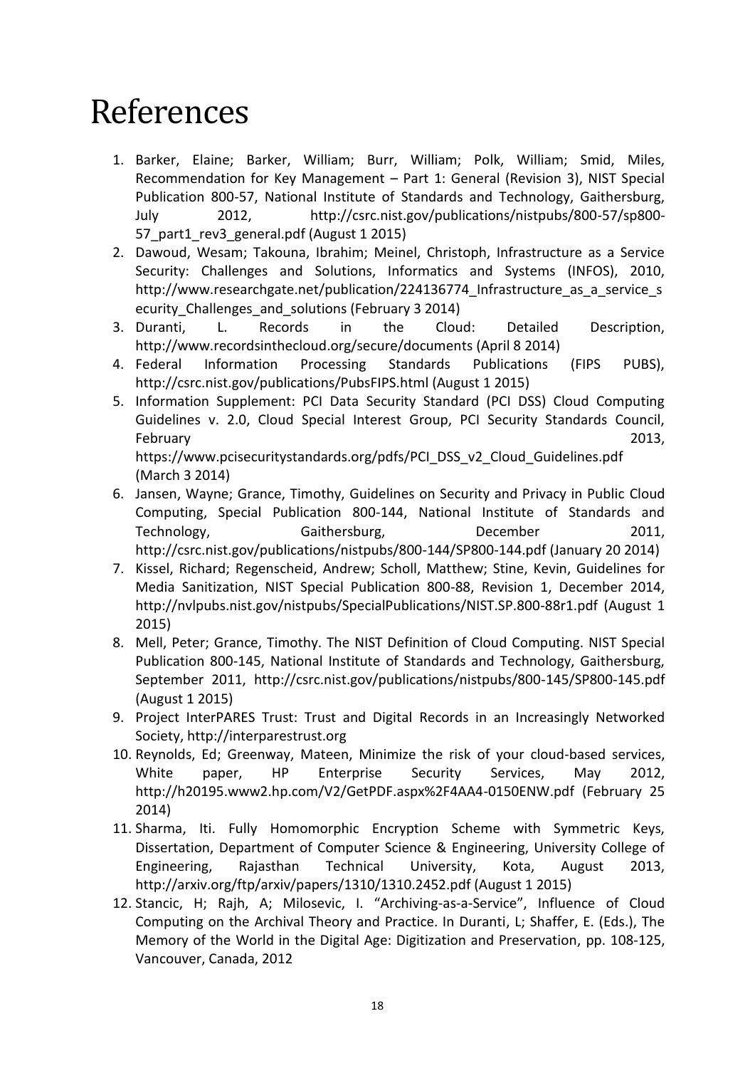# References

1. Barker, Elaine; Barker, William; Burr, William; Polk, William; Smid, Miles, Recommendation for Key Management – Part 1: General (Revision 3), NIST Special Publication 800-57, National Institute of Standards and Technology, Gaithersburg, July 2012, http://csrc.nist.gov/publications/nistpubs/800-57/sp800-57_part1_rev3_general.pdf (August 1 2015)
2. Dawoud, Wesam; Takouna, Ibrahim; Meinel, Christoph, Infrastructure as a Service Security: Challenges and Solutions, Informatics and Systems (INFOS), 2010, http://www.researchgate.net/publication/224136774_Infrastructure_as_a_service_security_Challenges_and_solutions (February 3 2014)
3. Duranti, L. Records in the Cloud: Detailed Description, http://www.recordsinthecloud.org/secure/documents (April 8 2014)
4. Federal Information Processing Standards Publications (FIPS PUBS), http://csrc.nist.gov/publications/PubsFIPS.html (August 1 2015)
5. Information Supplement: PCI Data Security Standard (PCI DSS) Cloud Computing Guidelines v. 2.0, Cloud Special Interest Group, PCI Security Standards Council, February 2013, https://www.pcisecuritystandards.org/pdfs/PCI_DSS_v2_Cloud_Guidelines.pdf (March 3 2014)
6. Jansen, Wayne; Grance, Timothy, Guidelines on Security and Privacy in Public Cloud Computing, Special Publication 800-144, National Institute of Standards and Technology, Gaithersburg, December 2011, http://csrc.nist.gov/publications/nistpubs/800-144/SP800-144.pdf (January 20 2014)
7. Kissel, Richard; Regenscheid, Andrew; Scholl, Matthew; Stine, Kevin, Guidelines for Media Sanitization, NIST Special Publication 800-88, Revision 1, December 2014, http://nvlpubs.nist.gov/nistpubs/SpecialPublications/NIST.SP.800-88r1.pdf (August 1 2015)
8. Mell, Peter; Grance, Timothy. The NIST Definition of Cloud Computing. NIST Special Publication 800-145, National Institute of Standards and Technology, Gaithersburg, September 2011, http://csrc.nist.gov/publications/nistpubs/800-145/SP800-145.pdf (August 1 2015)
9. Project InterPARES Trust: Trust and Digital Records in an Increasingly Networked Society, http://interparestrust.org
10. Reynolds, Ed; Greenway, Mateen, Minimize the risk of your cloud-based services, White paper, HP Enterprise Security Services, May 2012, http://h20195.www2.hp.com/V2/GetPDF.aspx%2F4AA4-0150ENW.pdf (February 25 2014)
11. Sharma, Iti. Fully Homomorphic Encryption Scheme with Symmetric Keys, Dissertation, Department of Computer Science & Engineering, University College of Engineering, Rajasthan Technical University, Kota, August 2013, http://arxiv.org/ftp/arxiv/papers/1310/1310.2452.pdf (August 1 2015)
12. Stancic, H; Rajh, A; Milosevic, I. "Archiving-as-a-Service", Influence of Cloud Computing on the Archival Theory and Practice. In Duranti, L; Shaffer, E. (Eds.), The Memory of the World in the Digital Age: Digitization and Preservation, pp. 108-125, Vancouver, Canada, 2012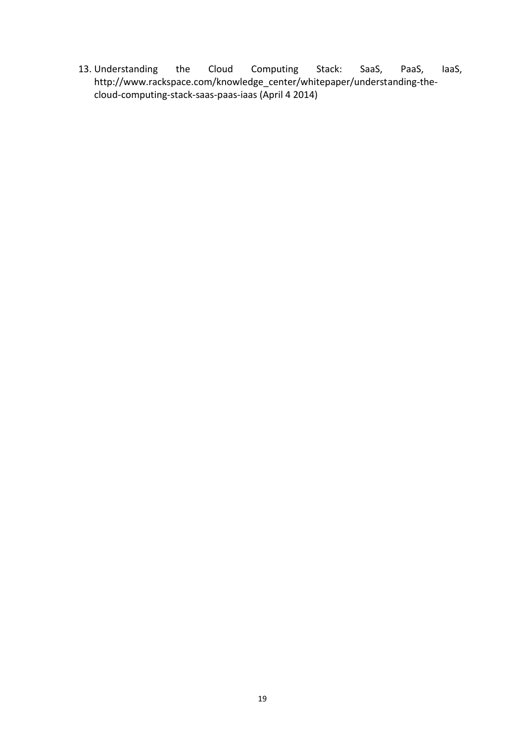13. Understanding the Cloud Computing Stack: SaaS, PaaS, IaaS, http://www.rackspace.com/knowledge_center/whitepaper/understanding-the-cloud-computing-stack-saas-paas-iaas (April 4 2014)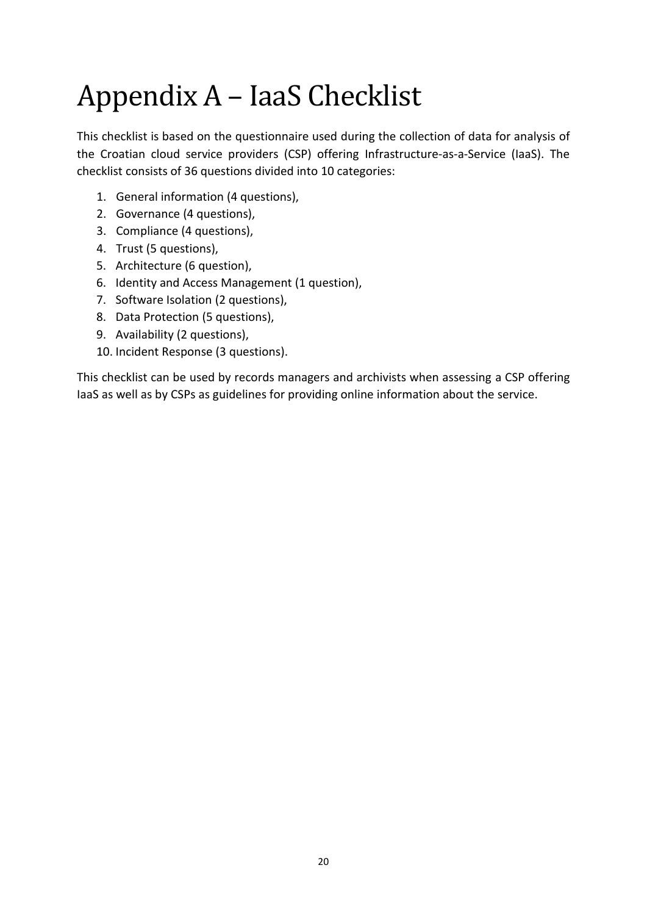# Appendix A – IaaS Checklist

This checklist is based on the questionnaire used during the collection of data for analysis of the Croatian cloud service providers (CSP) offering Infrastructure-as-a-Service (IaaS). The checklist consists of 36 questions divided into 10 categories:

1. General information (4 questions),
2. Governance (4 questions),
3. Compliance (4 questions),
4. Trust (5 questions),
5. Architecture (6 question),
6. Identity and Access Management (1 question),
7. Software Isolation (2 questions),
8. Data Protection (5 questions),
9. Availability (2 questions),
10. Incident Response (3 questions).

This checklist can be used by records managers and archivists when assessing a CSP offering IaaS as well as by CSPs as guidelines for providing online information about the service.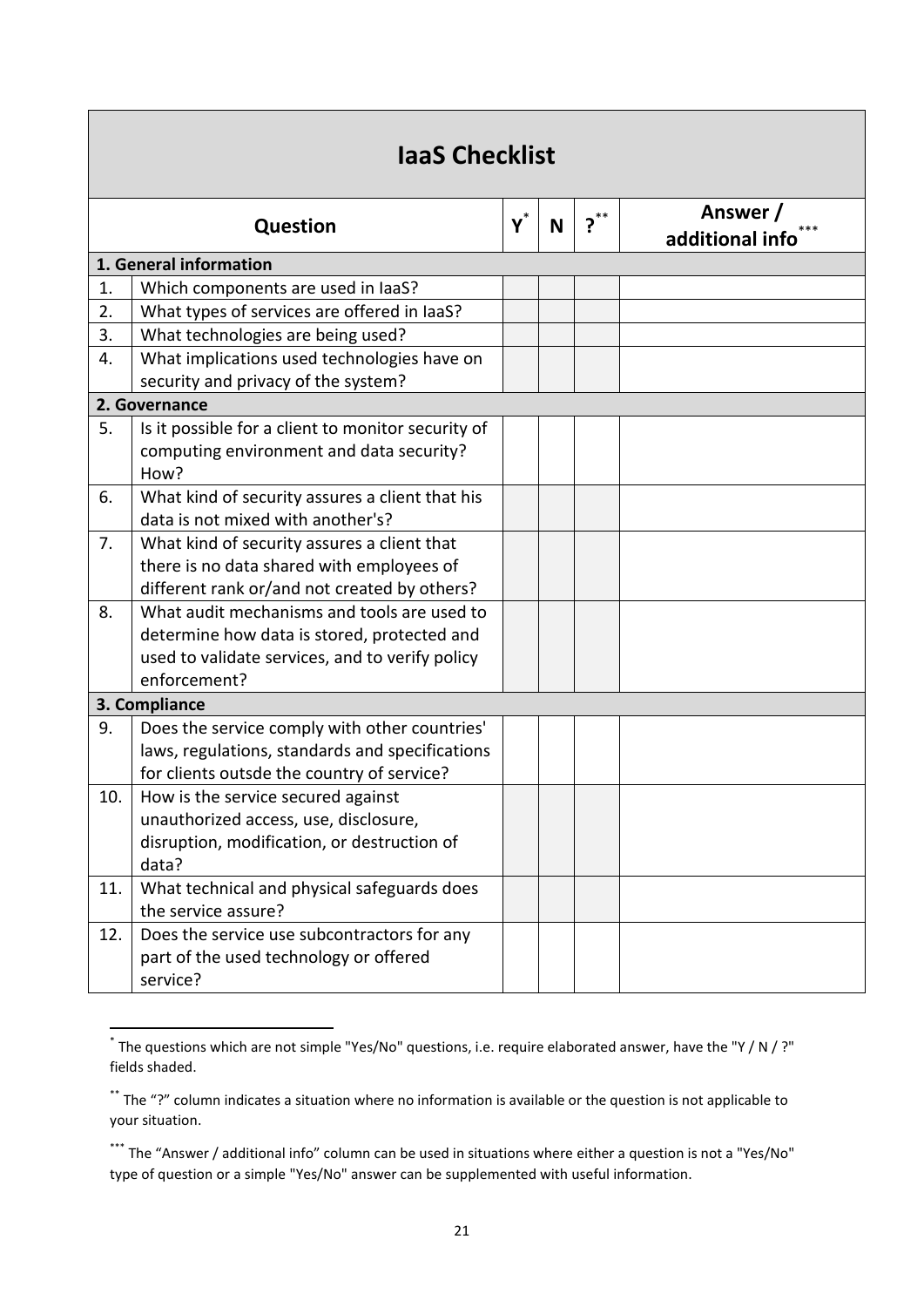| IaaS Checklist | | | | | |
|---|---|---|---|---|---|
| | **Question** | **Y[*]** | **N** | **?[**]** | **Answer / additional info[***]** |
| **1. General information** | | | | | |
| 1. | Which components are used in IaaS? | | | | |
| 2. | What types of services are offered in IaaS? | | | | |
| 3. | What technologies are being used? | | | | |
| 4. | What implications used technologies have on security and privacy of the system? | | | | |
| **2. Governance** | | | | | |
| 5. | Is it possible for a client to monitor security of computing environment and data security? How? | | | | |
| 6. | What kind of security assures a client that his data is not mixed with another's? | | | | |
| 7. | What kind of security assures a client that there is no data shared with employees of different rank or/and not created by others? | | | | |
| 8. | What audit mechanisms and tools are used to determine how data is stored, protected and used to validate services, and to verify policy enforcement? | | | | |
| **3. Compliance** | | | | | |
| 9. | Does the service comply with other countries' laws, regulations, standards and specifications for clients outsde the country of service? | | | | |
| 10. | How is the service secured against unauthorized access, use, disclosure, disruption, modification, or destruction of data? | | | | |
| 11. | What technical and physical safeguards does the service assure? | | | | |
| 12. | Does the service use subcontractors for any part of the used technology or offered service? | | | | |

[*] The questions which are not simple "Yes/No" questions, i.e. require elaborated answer, have the "Y / N / ?" fields shaded.

[**] The "?" column indicates a situation where no information is available or the question is not applicable to your situation.

[***] The "Answer / additional info" column can be used in situations where either a question is not a "Yes/No" type of question or a simple "Yes/No" answer can be supplemented with useful information.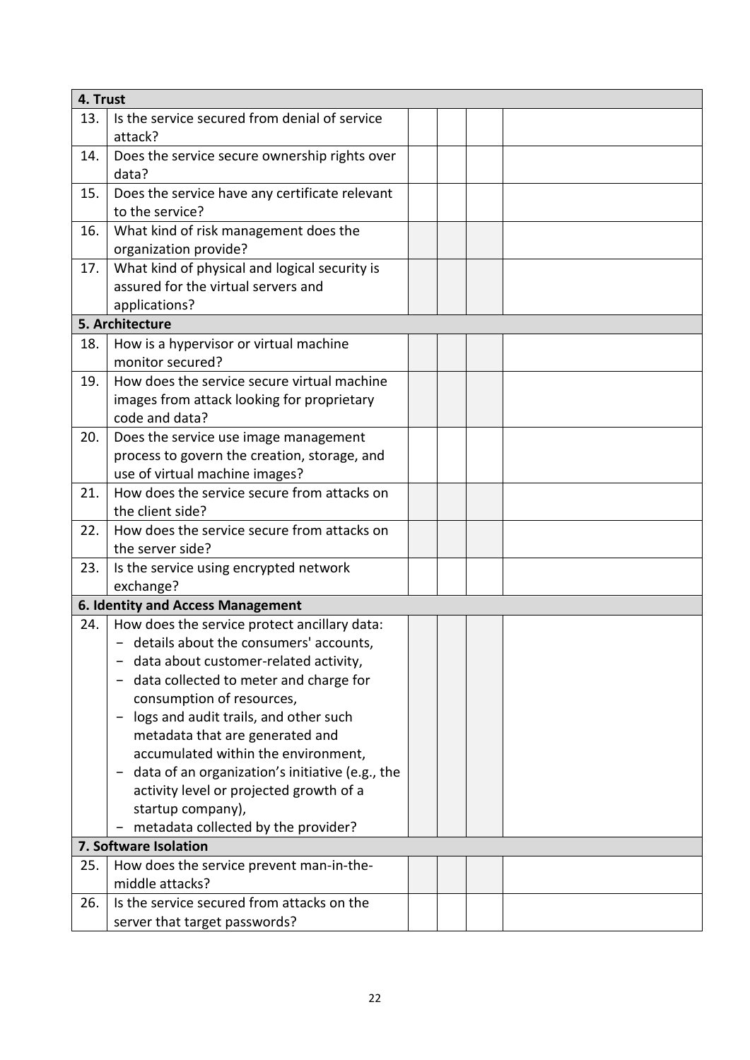| | | | | | |
|---|---|---|---|---|---|
| **4. Trust** | | | | | |
| 13. | Is the service secured from denial of service attack? | | | | |
| 14. | Does the service secure ownership rights over data? | | | | |
| 15. | Does the service have any certificate relevant to the service? | | | | |
| 16. | What kind of risk management does the organization provide? | | | | |
| 17. | What kind of physical and logical security is assured for the virtual servers and applications? | | | | |
| **5. Architecture** | | | | | |
| 18. | How is a hypervisor or virtual machine monitor secured? | | | | |
| 19. | How does the service secure virtual machine images from attack looking for proprietary code and data? | | | | |
| 20. | Does the service use image management process to govern the creation, storage, and use of virtual machine images? | | | | |
| 21. | How does the service secure from attacks on the client side? | | | | |
| 22. | How does the service secure from attacks on the server side? | | | | |
| 23. | Is the service using encrypted network exchange? | | | | |
| **6. Identity and Access Management** | | | | | |
| 24. | How does the service protect ancillary data:<br>- details about the consumers' accounts,<br>- data about customer-related activity,<br>- data collected to meter and charge for consumption of resources,<br>- logs and audit trails, and other such metadata that are generated and accumulated within the environment,<br>- data of an organization's initiative (e.g., the activity level or projected growth of a startup company),<br>- metadata collected by the provider? | | | | |
| **7. Software Isolation** | | | | | |
| 25. | How does the service prevent man-in-the-middle attacks? | | | | |
| 26. | Is the service secured from attacks on the server that target passwords? | | | | |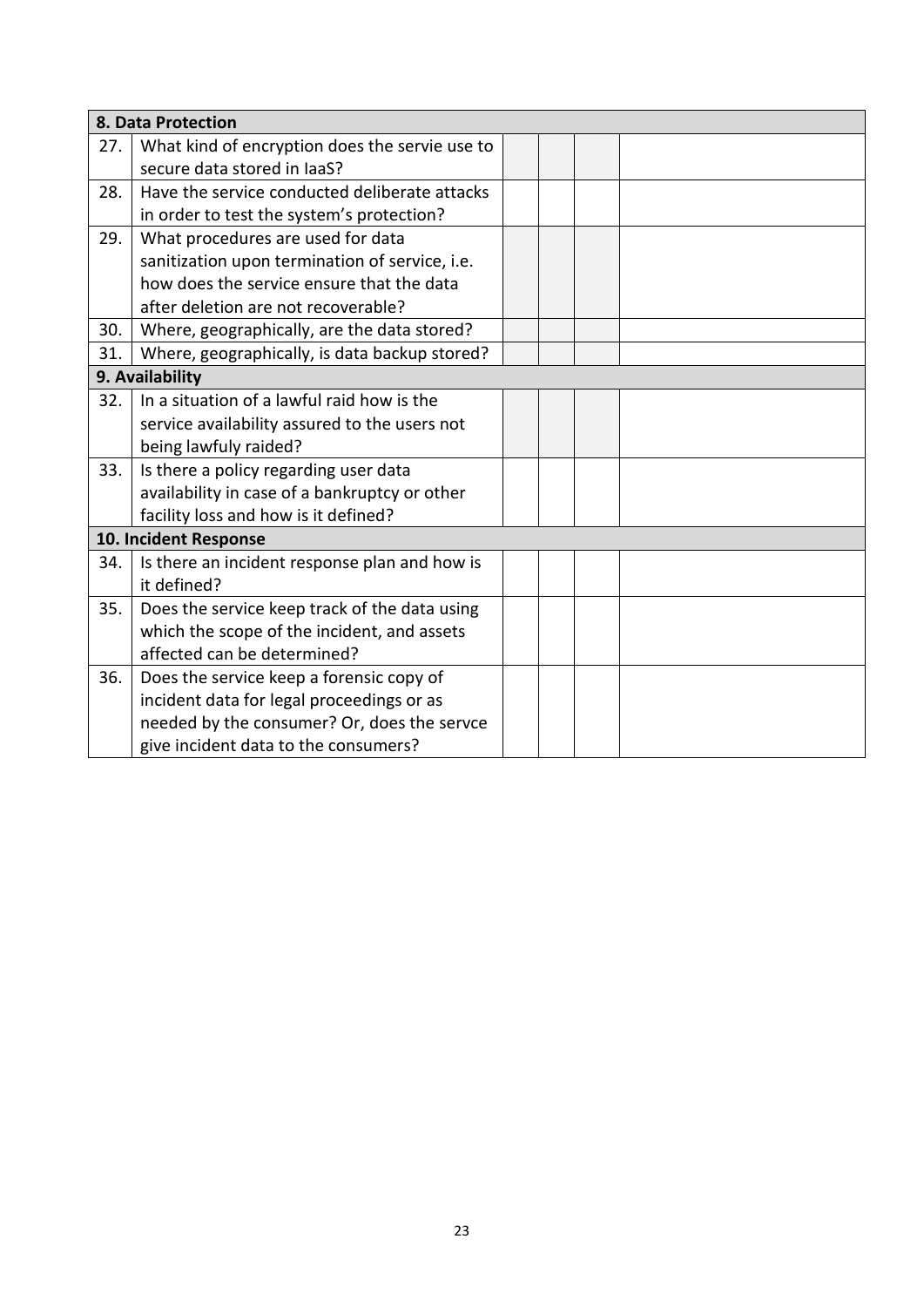| | | | | | |
|---|---|---|---|---|---|
| **8. Data Protection** | | | | | |
| 27. | What kind of encryption does the servie use to secure data stored in IaaS? | | | | |
| 28. | Have the service conducted deliberate attacks in order to test the system's protection? | | | | |
| 29. | What procedures are used for data sanitization upon termination of service, i.e. how does the service ensure that the data after deletion are not recoverable? | | | | |
| 30. | Where, geographically, are the data stored? | | | | |
| 31. | Where, geographically, is data backup stored? | | | | |
| **9. Availability** | | | | | |
| 32. | In a situation of a lawful raid how is the service availability assured to the users not being lawfuly raided? | | | | |
| 33. | Is there a policy regarding user data availability in case of a bankruptcy or other facility loss and how is it defined? | | | | |
| **10. Incident Response** | | | | | |
| 34. | Is there an incident response plan and how is it defined? | | | | |
| 35. | Does the service keep track of the data using which the scope of the incident, and assets affected can be determined? | | | | |
| 36. | Does the service keep a forensic copy of incident data for legal proceedings or as needed by the consumer? Or, does the servce give incident data to the consumers? | | | | |